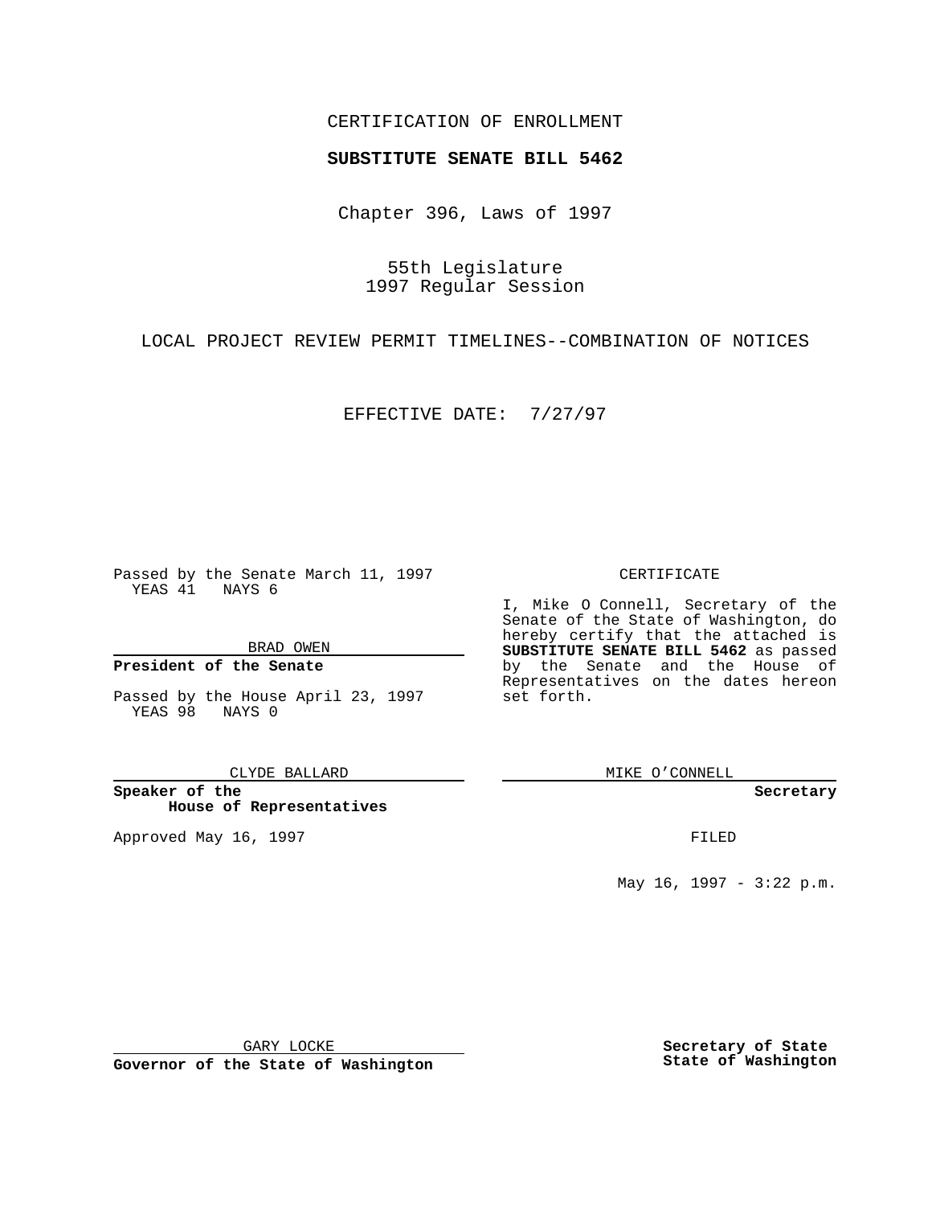CERTIFICATION OF ENROLLMENT

**SUBSTITUTE SENATE BILL 5462**

Chapter 396, Laws of 1997

55th Legislature
1997 Regular Session

LOCAL PROJECT REVIEW PERMIT TIMELINES--COMBINATION OF NOTICES

EFFECTIVE DATE: 7/27/97

Passed by the Senate March 11, 1997
YEAS 41 NAYS 6

BRAD OWEN

**President of the Senate**

Passed by the House April 23, 1997
YEAS 98 NAYS 0

CLYDE BALLARD

**Speaker of the House of Representatives**

Approved May 16, 1997

GARY LOCKE

**Governor of the State of Washington**

CERTIFICATE

I, Mike O Connell, Secretary of the Senate of the State of Washington, do hereby certify that the attached is **SUBSTITUTE SENATE BILL 5462** as passed by the Senate and the House of Representatives on the dates hereon set forth.

MIKE O'CONNELL

**Secretary**

FILED

May 16, 1997 - 3:22 p.m.

**Secretary of State**
**State of Washington**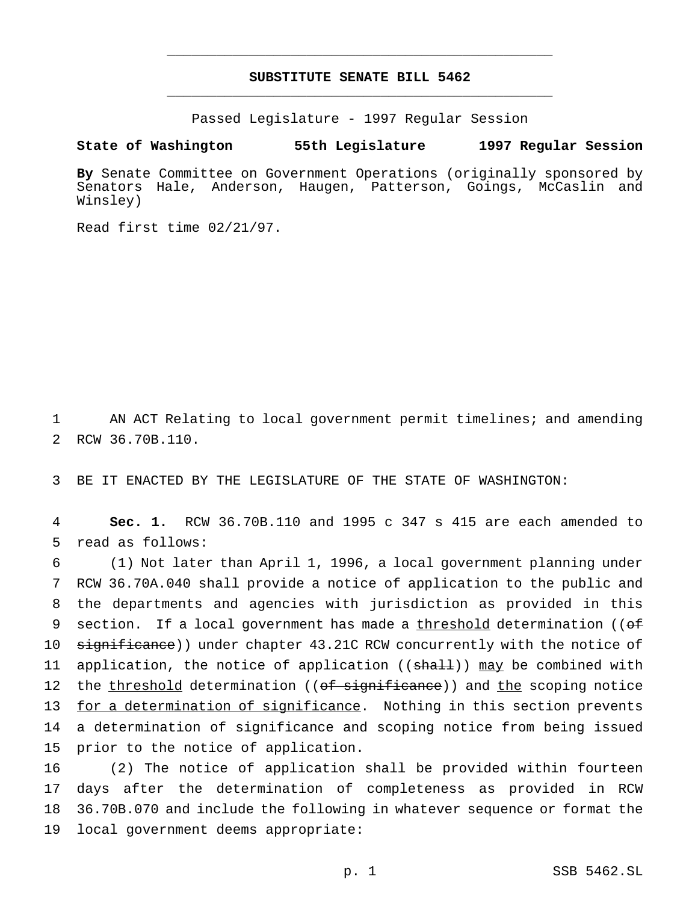# SUBSTITUTE SENATE BILL 5462

Passed Legislature - 1997 Regular Session

**State of Washington 55th Legislature 1997 Regular Session**

**By** Senate Committee on Government Operations (originally sponsored by Senators Hale, Anderson, Haugen, Patterson, Goings, McCaslin and Winsley)

Read first time 02/21/97.

AN ACT Relating to local government permit timelines; and amending RCW 36.70B.110.

BE IT ENACTED BY THE LEGISLATURE OF THE STATE OF WASHINGTON:

**Sec. 1.** RCW 36.70B.110 and 1995 c 347 s 415 are each amended to read as follows:

(1) Not later than April 1, 1996, a local government planning under RCW 36.70A.040 shall provide a notice of application to the public and the departments and agencies with jurisdiction as provided in this section. If a local government has made a threshold determination ((of significance)) under chapter 43.21C RCW concurrently with the notice of application, the notice of application ((shall)) may be combined with the threshold determination ((of significance)) and the scoping notice for a determination of significance. Nothing in this section prevents a determination of significance and scoping notice from being issued prior to the notice of application.

(2) The notice of application shall be provided within fourteen days after the determination of completeness as provided in RCW 36.70B.070 and include the following in whatever sequence or format the local government deems appropriate: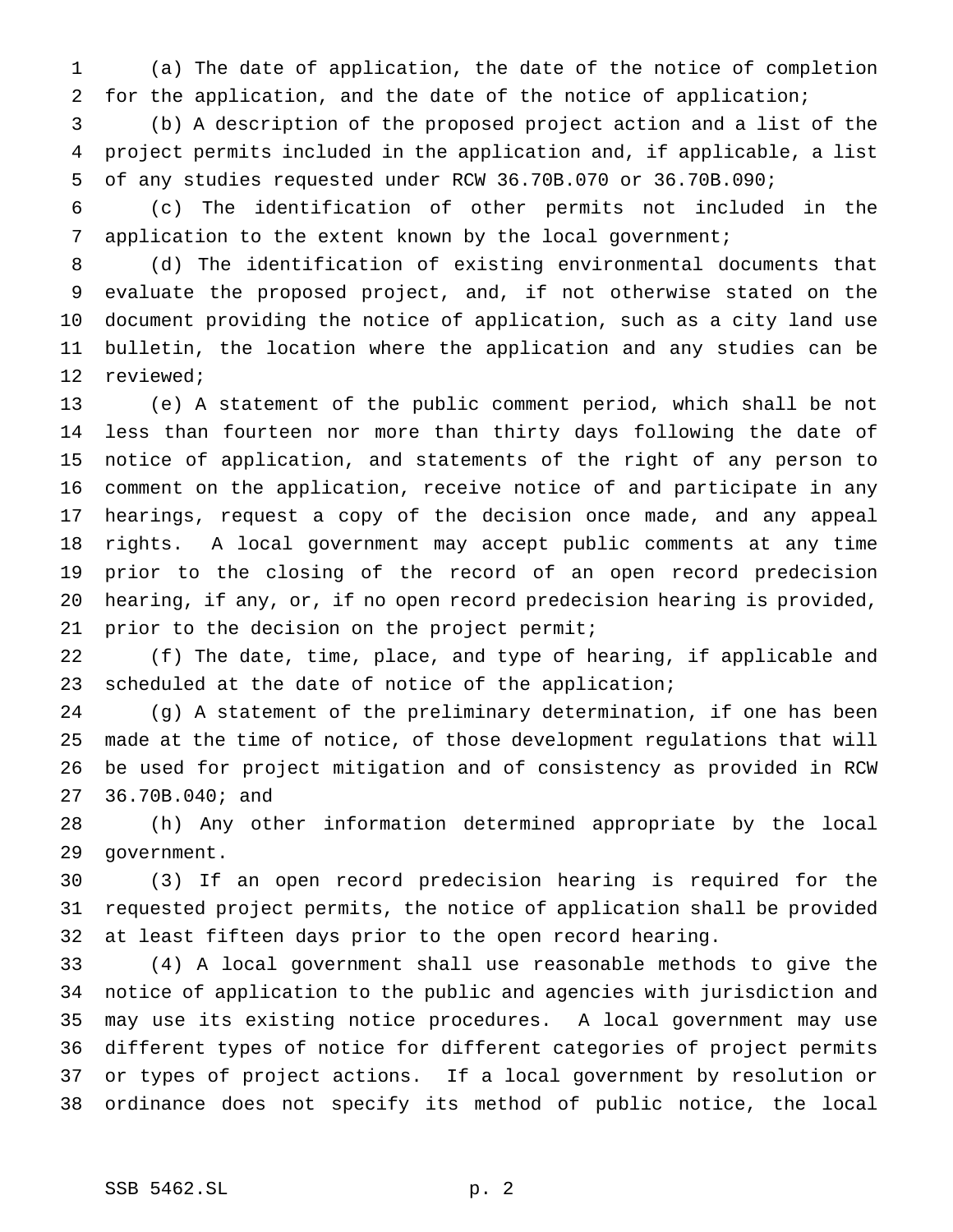(a) The date of application, the date of the notice of completion for the application, and the date of the notice of application;

(b) A description of the proposed project action and a list of the project permits included in the application and, if applicable, a list of any studies requested under RCW 36.70B.070 or 36.70B.090;

(c) The identification of other permits not included in the application to the extent known by the local government;

(d) The identification of existing environmental documents that evaluate the proposed project, and, if not otherwise stated on the document providing the notice of application, such as a city land use bulletin, the location where the application and any studies can be reviewed;

(e) A statement of the public comment period, which shall be not less than fourteen nor more than thirty days following the date of notice of application, and statements of the right of any person to comment on the application, receive notice of and participate in any hearings, request a copy of the decision once made, and any appeal rights. A local government may accept public comments at any time prior to the closing of the record of an open record predecision hearing, if any, or, if no open record predecision hearing is provided, prior to the decision on the project permit;

(f) The date, time, place, and type of hearing, if applicable and scheduled at the date of notice of the application;

(g) A statement of the preliminary determination, if one has been made at the time of notice, of those development regulations that will be used for project mitigation and of consistency as provided in RCW 36.70B.040; and

(h) Any other information determined appropriate by the local government.

(3) If an open record predecision hearing is required for the requested project permits, the notice of application shall be provided at least fifteen days prior to the open record hearing.

(4) A local government shall use reasonable methods to give the notice of application to the public and agencies with jurisdiction and may use its existing notice procedures. A local government may use different types of notice for different categories of project permits or types of project actions. If a local government by resolution or ordinance does not specify its method of public notice, the local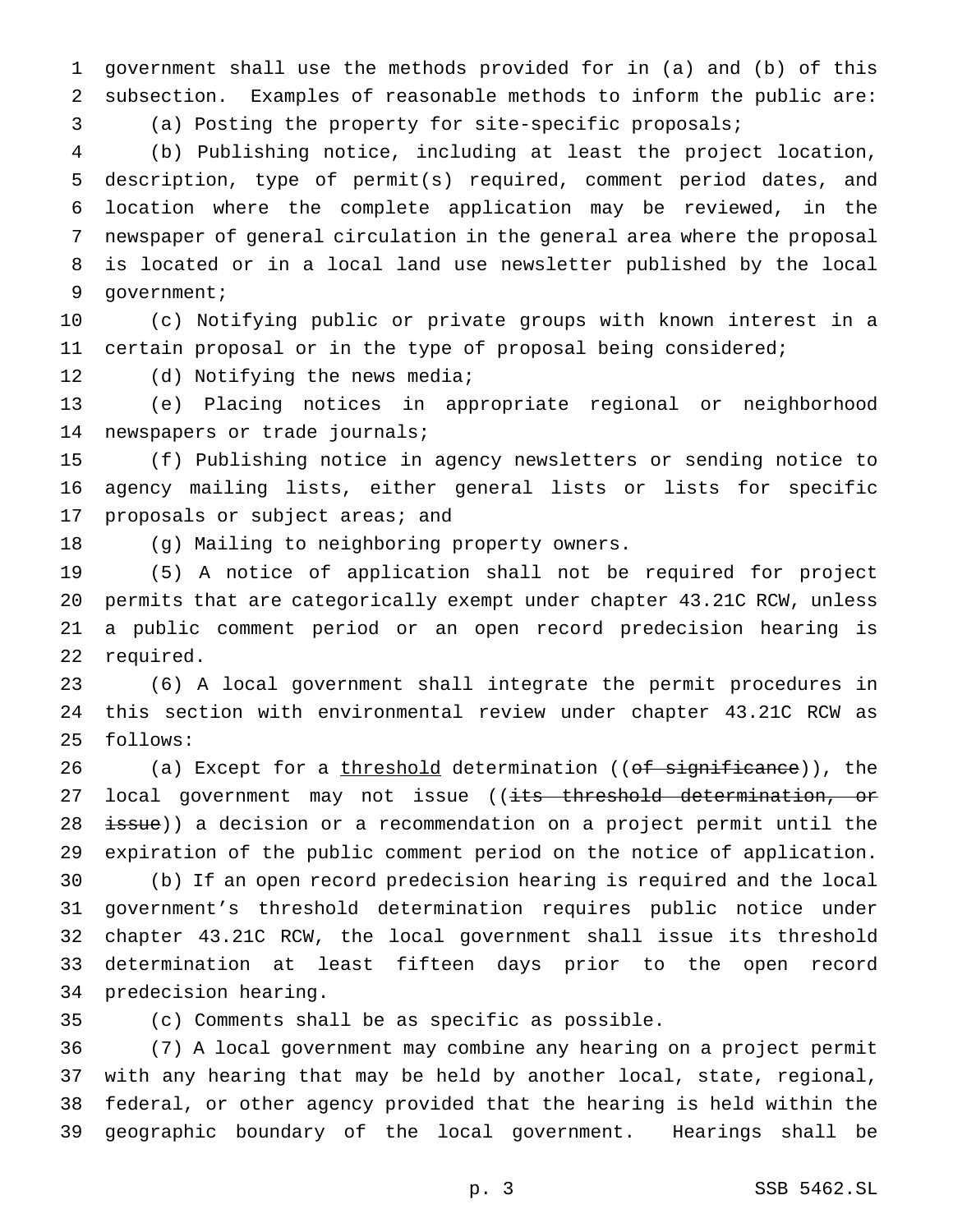government shall use the methods provided for in (a) and (b) of this subsection. Examples of reasonable methods to inform the public are:

(a) Posting the property for site-specific proposals;

(b) Publishing notice, including at least the project location, description, type of permit(s) required, comment period dates, and location where the complete application may be reviewed, in the newspaper of general circulation in the general area where the proposal is located or in a local land use newsletter published by the local government;

(c) Notifying public or private groups with known interest in a certain proposal or in the type of proposal being considered;

(d) Notifying the news media;

(e) Placing notices in appropriate regional or neighborhood newspapers or trade journals;

(f) Publishing notice in agency newsletters or sending notice to agency mailing lists, either general lists or lists for specific proposals or subject areas; and

(g) Mailing to neighboring property owners.

(5) A notice of application shall not be required for project permits that are categorically exempt under chapter 43.21C RCW, unless a public comment period or an open record predecision hearing is required.

(6) A local government shall integrate the permit procedures in this section with environmental review under chapter 43.21C RCW as follows:

(a) Except for a threshold determination ((~~of significance~~)), the local government may not issue ((~~its threshold determination, or issue~~)) a decision or a recommendation on a project permit until the expiration of the public comment period on the notice of application.

(b) If an open record predecision hearing is required and the local government's threshold determination requires public notice under chapter 43.21C RCW, the local government shall issue its threshold determination at least fifteen days prior to the open record predecision hearing.

(c) Comments shall be as specific as possible.

(7) A local government may combine any hearing on a project permit with any hearing that may be held by another local, state, regional, federal, or other agency provided that the hearing is held within the geographic boundary of the local government. Hearings shall be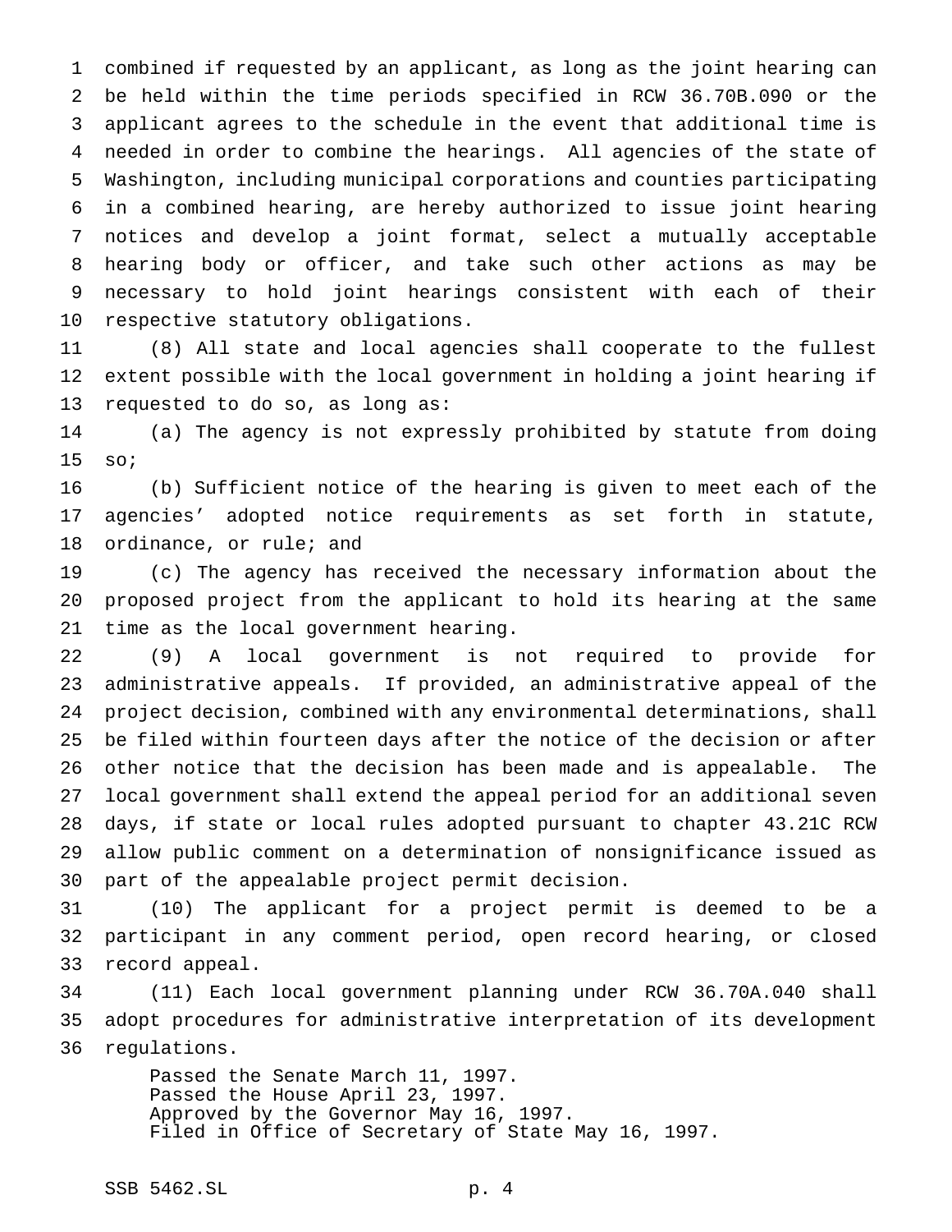combined if requested by an applicant, as long as the joint hearing can be held within the time periods specified in RCW 36.70B.090 or the applicant agrees to the schedule in the event that additional time is needed in order to combine the hearings. All agencies of the state of Washington, including municipal corporations and counties participating in a combined hearing, are hereby authorized to issue joint hearing notices and develop a joint format, select a mutually acceptable hearing body or officer, and take such other actions as may be necessary to hold joint hearings consistent with each of their respective statutory obligations.

(8) All state and local agencies shall cooperate to the fullest extent possible with the local government in holding a joint hearing if requested to do so, as long as:

(a) The agency is not expressly prohibited by statute from doing so;

(b) Sufficient notice of the hearing is given to meet each of the agencies' adopted notice requirements as set forth in statute, ordinance, or rule; and

(c) The agency has received the necessary information about the proposed project from the applicant to hold its hearing at the same time as the local government hearing.

(9) A local government is not required to provide for administrative appeals. If provided, an administrative appeal of the project decision, combined with any environmental determinations, shall be filed within fourteen days after the notice of the decision or after other notice that the decision has been made and is appealable. The local government shall extend the appeal period for an additional seven days, if state or local rules adopted pursuant to chapter 43.21C RCW allow public comment on a determination of nonsignificance issued as part of the appealable project permit decision.

(10) The applicant for a project permit is deemed to be a participant in any comment period, open record hearing, or closed record appeal.

(11) Each local government planning under RCW 36.70A.040 shall adopt procedures for administrative interpretation of its development regulations.

Passed the Senate March 11, 1997.
Passed the House April 23, 1997.
Approved by the Governor May 16, 1997.
Filed in Office of Secretary of State May 16, 1997.